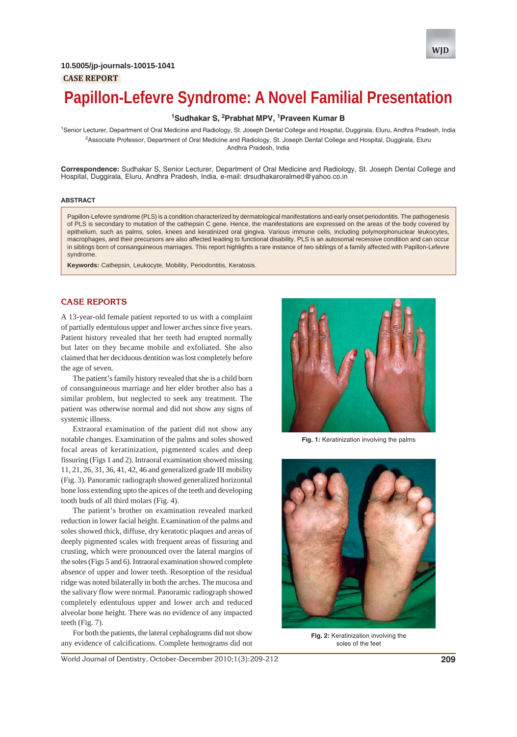10.5005/jp-journals-10015-1041

CASE REPORT

# Papillon-Lefevre Syndrome: A Novel Familial Presentation

[1]Sudhakar S, [2]Prabhat MPV, [1]Praveen Kumar B

[1]Senior Lecturer, Department of Oral Medicine and Radiology, St. Joseph Dental College and Hospital, Duggirala, Eluru, Andhra Pradesh, India

[2]Associate Professor, Department of Oral Medicine and Radiology, St. Joseph Dental College and Hospital, Duggirala, Eluru Andhra Pradesh, India

**Correspondence:** Sudhakar S, Senior Lecturer, Department of Oral Medicine and Radiology, St. Joseph Dental College and Hospital, Duggirala, Eluru, Andhra Pradesh, India, e-mail: drsudhakaroralmed@yahoo.co.in

## ABSTRACT

Papillon-Lefevre syndrome (PLS) is a condition characterized by dermatological manifestations and early onset periodontitis. The pathogenesis of PLS is secondary to mutation of the cathepsin C gene. Hence, the manifestations are expressed on the areas of the body covered by epithelium, such as palms, soles, knees and keratinized oral gingiva. Various immune cells, including polymorphonuclear leukocytes, macrophages, and their precursors are also affected leading to functional disability. PLS is an autosomal recessive condition and can occur in siblings born of consanguineous marriages. This report highlights a rare instance of two siblings of a family affected with Papillon-Lefevre syndrome.

**Keywords:** Cathepsin, Leukocyte, Mobility, Periodontitis, Keratosis.

## CASE REPORTS

A 13-year-old female patient reported to us with a complaint of partially edentulous upper and lower arches since five years. Patient history revealed that her teeth had erupted normally but later on they became mobile and exfoliated. She also claimed that her deciduous dentition was lost completely before the age of seven.

The patient's family history revealed that she is a child born of consanguineous marriage and her elder brother also has a similar problem, but neglected to seek any treatment. The patient was otherwise normal and did not show any signs of systemic illness.

Extraoral examination of the patient did not show any notable changes. Examination of the palms and soles showed focal areas of keratinization, pigmented scales and deep fissuring (Figs 1 and 2). Intraoral examination showed missing 11, 21, 26, 31, 36, 41, 42, 46 and generalized grade III mobility (Fig. 3). Panoramic radiograph showed generalized horizontal bone loss extending upto the apices of the teeth and developing tooth buds of all third molars (Fig. 4).

The patient's brother on examination revealed marked reduction in lower facial height. Examination of the palms and soles showed thick, diffuse, dry keratotic plaques and areas of deeply pigmented scales with frequent areas of fissuring and crusting, which were pronounced over the lateral margins of the soles (Figs 5 and 6). Intraoral examination showed complete absence of upper and lower teeth. Resorption of the residual ridge was noted bilaterally in both the arches. The mucosa and the salivary flow were normal. Panoramic radiograph showed completely edentulous upper and lower arch and reduced alveolar bone height. There was no evidence of any impacted teeth (Fig. 7).

For both the patients, the lateral cephalograms did not show any evidence of calcifications. Complete hemograms did not

**Fig. 1:** Keratinization involving the palms

**Fig. 2:** Keratinization involving the soles of the feet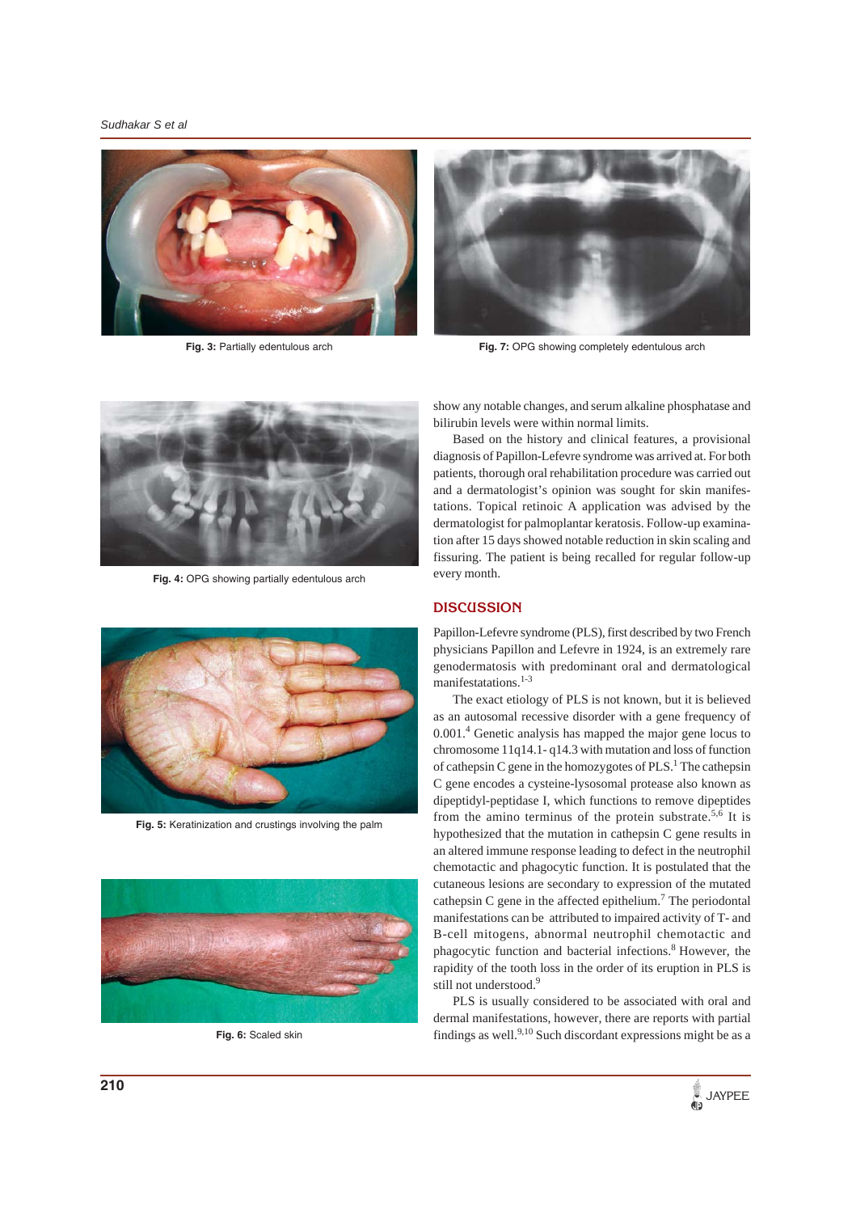Fig. 3: Partially edentulous arch

Fig. 7: OPG showing completely edentulous arch

Fig. 4: OPG showing partially edentulous arch

Fig. 5: Keratinization and crustings involving the palm

Fig. 6: Scaled skin

show any notable changes, and serum alkaline phosphatase and bilirubin levels were within normal limits.

Based on the history and clinical features, a provisional diagnosis of Papillon-Lefevre syndrome was arrived at. For both patients, thorough oral rehabilitation procedure was carried out and a dermatologist's opinion was sought for skin manifestations. Topical retinoic A application was advised by the dermatologist for palmoplantar keratosis. Follow-up examination after 15 days showed notable reduction in skin scaling and fissuring. The patient is being recalled for regular follow-up every month.

## DISCUSSION

Papillon-Lefevre syndrome (PLS), first described by two French physicians Papillon and Lefevre in 1924, is an extremely rare genodermatosis with predominant oral and dermatological manifestatations.[1-3]

The exact etiology of PLS is not known, but it is believed as an autosomal recessive disorder with a gene frequency of 0.001.[4] Genetic analysis has mapped the major gene locus to chromosome 11q14.1- q14.3 with mutation and loss of function of cathepsin C gene in the homozygotes of PLS.[1] The cathepsin C gene encodes a cysteine-lysosomal protease also known as dipeptidyl-peptidase I, which functions to remove dipeptides from the amino terminus of the protein substrate.[5,6] It is hypothesized that the mutation in cathepsin C gene results in an altered immune response leading to defect in the neutrophil chemotactic and phagocytic function. It is postulated that the cutaneous lesions are secondary to expression of the mutated cathepsin C gene in the affected epithelium.[7] The periodontal manifestations can be attributed to impaired activity of T- and B-cell mitogens, abnormal neutrophil chemotactic and phagocytic function and bacterial infections.[8] However, the rapidity of the tooth loss in the order of its eruption in PLS is still not understood.[9]

PLS is usually considered to be associated with oral and dermal manifestations, however, there are reports with partial findings as well.[9,10] Such discordant expressions might be as a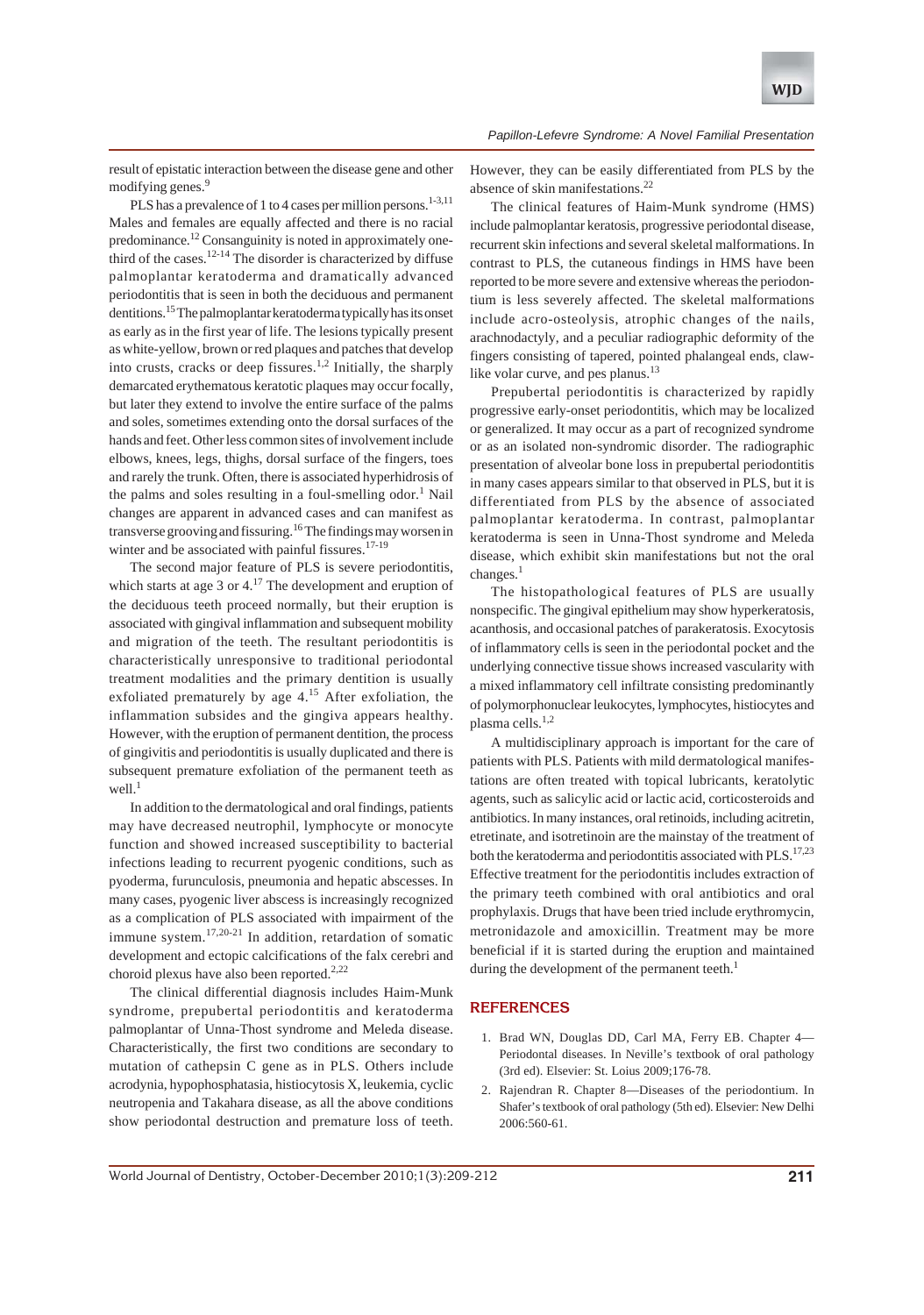result of epistatic interaction between the disease gene and other modifying genes.[9]

PLS has a prevalence of 1 to 4 cases per million persons.[1-3,11] Males and females are equally affected and there is no racial predominance.[12] Consanguinity is noted in approximately one-third of the cases.[12-14] The disorder is characterized by diffuse palmoplantar keratoderma and dramatically advanced periodontitis that is seen in both the deciduous and permanent dentitions.[15] The palmoplantar keratoderma typically has its onset as early as in the first year of life. The lesions typically present as white-yellow, brown or red plaques and patches that develop into crusts, cracks or deep fissures.[1,2] Initially, the sharply demarcated erythematous keratotic plaques may occur focally, but later they extend to involve the entire surface of the palms and soles, sometimes extending onto the dorsal surfaces of the hands and feet. Other less common sites of involvement include elbows, knees, legs, thighs, dorsal surface of the fingers, toes and rarely the trunk. Often, there is associated hyperhidrosis of the palms and soles resulting in a foul-smelling odor.[1] Nail changes are apparent in advanced cases and can manifest as transverse grooving and fissuring.[16] The findings may worsen in winter and be associated with painful fissures.[17-19]

The second major feature of PLS is severe periodontitis, which starts at age 3 or 4.[17] The development and eruption of the deciduous teeth proceed normally, but their eruption is associated with gingival inflammation and subsequent mobility and migration of the teeth. The resultant periodontitis is characteristically unresponsive to traditional periodontal treatment modalities and the primary dentition is usually exfoliated prematurely by age 4.[15] After exfoliation, the inflammation subsides and the gingiva appears healthy. However, with the eruption of permanent dentition, the process of gingivitis and periodontitis is usually duplicated and there is subsequent premature exfoliation of the permanent teeth as well.[1]

In addition to the dermatological and oral findings, patients may have decreased neutrophil, lymphocyte or monocyte function and showed increased susceptibility to bacterial infections leading to recurrent pyogenic conditions, such as pyoderma, furunculosis, pneumonia and hepatic abscesses. In many cases, pyogenic liver abscess is increasingly recognized as a complication of PLS associated with impairment of the immune system.[17,20-21] In addition, retardation of somatic development and ectopic calcifications of the falx cerebri and choroid plexus have also been reported.[2,22]

The clinical differential diagnosis includes Haim-Munk syndrome, prepubertal periodontitis and keratoderma palmoplantar of Unna-Thost syndrome and Meleda disease. Characteristically, the first two conditions are secondary to mutation of cathepsin C gene as in PLS. Others include acrodynia, hypophosphatasia, histiocytosis X, leukemia, cyclic neutropenia and Takahara disease, as all the above conditions show periodontal destruction and premature loss of teeth. However, they can be easily differentiated from PLS by the absence of skin manifestations.[22]

The clinical features of Haim-Munk syndrome (HMS) include palmoplantar keratosis, progressive periodontal disease, recurrent skin infections and several skeletal malformations. In contrast to PLS, the cutaneous findings in HMS have been reported to be more severe and extensive whereas the periodontium is less severely affected. The skeletal malformations include acro-osteolysis, atrophic changes of the nails, arachnodactyly, and a peculiar radiographic deformity of the fingers consisting of tapered, pointed phalangeal ends, claw-like volar curve, and pes planus.[13]

Prepubertal periodontitis is characterized by rapidly progressive early-onset periodontitis, which may be localized or generalized. It may occur as a part of recognized syndrome or as an isolated non-syndromic disorder. The radiographic presentation of alveolar bone loss in prepubertal periodontitis in many cases appears similar to that observed in PLS, but it is differentiated from PLS by the absence of associated palmoplantar keratoderma. In contrast, palmoplantar keratoderma is seen in Unna-Thost syndrome and Meleda disease, which exhibit skin manifestations but not the oral changes.[1]

The histopathological features of PLS are usually nonspecific. The gingival epithelium may show hyperkeratosis, acanthosis, and occasional patches of parakeratosis. Exocytosis of inflammatory cells is seen in the periodontal pocket and the underlying connective tissue shows increased vascularity with a mixed inflammatory cell infiltrate consisting predominantly of polymorphonuclear leukocytes, lymphocytes, histiocytes and plasma cells.[1,2]

A multidisciplinary approach is important for the care of patients with PLS. Patients with mild dermatological manifestations are often treated with topical lubricants, keratolytic agents, such as salicylic acid or lactic acid, corticosteroids and antibiotics. In many instances, oral retinoids, including acitretin, etretinate, and isotretinoin are the mainstay of the treatment of both the keratoderma and periodontitis associated with PLS.[17,23] Effective treatment for the periodontitis includes extraction of the primary teeth combined with oral antibiotics and oral prophylaxis. Drugs that have been tried include erythromycin, metronidazole and amoxicillin. Treatment may be more beneficial if it is started during the eruption and maintained during the development of the permanent teeth.[1]

## REFERENCES

1. Brad WN, Douglas DD, Carl MA, Ferry EB. Chapter 4—Periodontal diseases. In Neville's textbook of oral pathology (3rd ed). Elsevier: St. Loius 2009;176-78.
2. Rajendran R. Chapter 8—Diseases of the periodontium. In Shafer's textbook of oral pathology (5th ed). Elsevier: New Delhi 2006:560-61.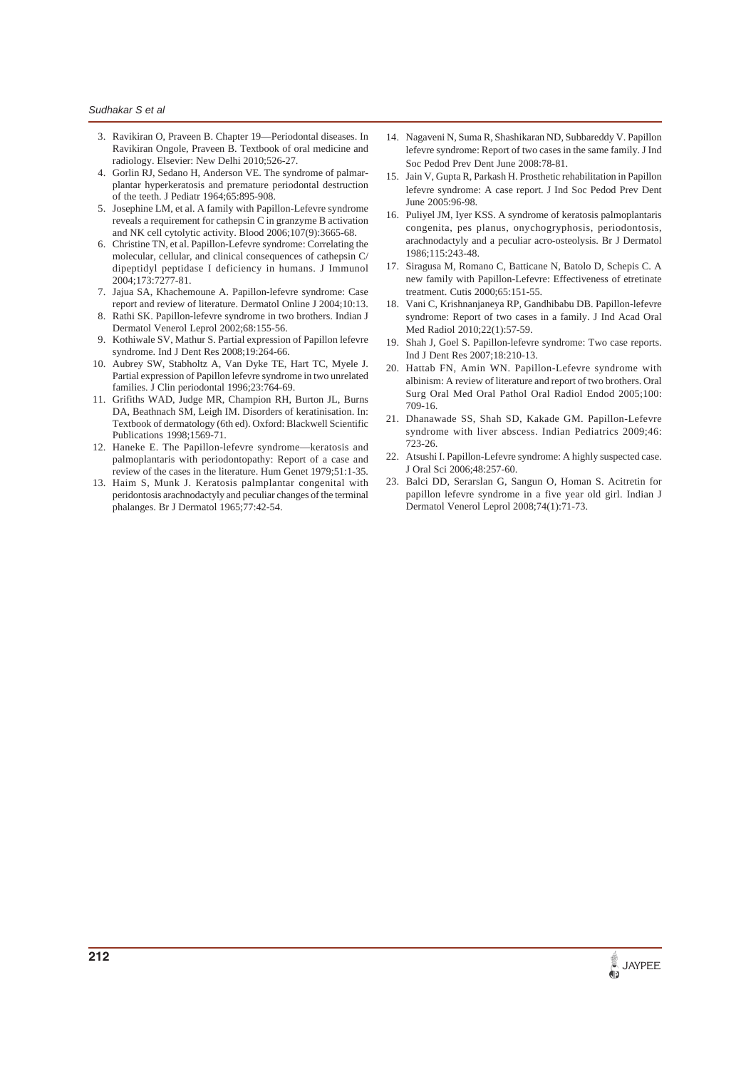3. Ravikiran O, Praveen B. Chapter 19—Periodontal diseases. In Ravikiran Ongole, Praveen B. Textbook of oral medicine and radiology. Elsevier: New Delhi 2010;526-27.
4. Gorlin RJ, Sedano H, Anderson VE. The syndrome of palmar-plantar hyperkeratosis and premature periodontal destruction of the teeth. J Pediatr 1964;65:895-908.
5. Josephine LM, et al. A family with Papillon-Lefevre syndrome reveals a requirement for cathepsin C in granzyme B activation and NK cell cytolytic activity. Blood 2006;107(9):3665-68.
6. Christine TN, et al. Papillon-Lefevre syndrome: Correlating the molecular, cellular, and clinical consequences of cathepsin C/ dipeptidyl peptidase I deficiency in humans. J Immunol 2004;173:7277-81.
7. Jajua SA, Khachemoune A. Papillon-lefevre syndrome: Case report and review of literature. Dermatol Online J 2004;10:13.
8. Rathi SK. Papillon-lefevre syndrome in two brothers. Indian J Dermatol Venerol Leprol 2002;68:155-56.
9. Kothiwale SV, Mathur S. Partial expression of Papillon lefevre syndrome. Ind J Dent Res 2008;19:264-66.
10. Aubrey SW, Stabholtz A, Van Dyke TE, Hart TC, Myele J. Partial expression of Papillon lefevre syndrome in two unrelated families. J Clin periodontal 1996;23:764-69.
11. Grifiths WAD, Judge MR, Champion RH, Burton JL, Burns DA, Beathnach SM, Leigh IM. Disorders of keratinisation. In: Textbook of dermatology (6th ed). Oxford: Blackwell Scientific Publications 1998;1569-71.
12. Haneke E. The Papillon-lefevre syndrome—keratosis and palmoplantaris with periodontopathy: Report of a case and review of the cases in the literature. Hum Genet 1979;51:1-35.
13. Haim S, Munk J. Keratosis palmplantar congenital with peridontosis arachnodactyly and peculiar changes of the terminal phalanges. Br J Dermatol 1965;77:42-54.
14. Nagaveni N, Suma R, Shashikaran ND, Subbareddy V. Papillon lefevre syndrome: Report of two cases in the same family. J Ind Soc Pedod Prev Dent June 2008:78-81.
15. Jain V, Gupta R, Parkash H. Prosthetic rehabilitation in Papillon lefevre syndrome: A case report. J Ind Soc Pedod Prev Dent June 2005:96-98.
16. Puliyel JM, Iyer KSS. A syndrome of keratosis palmoplantaris congenita, pes planus, onychogryphosis, periodontosis, arachnodactyly and a peculiar acro-osteolysis. Br J Dermatol 1986;115:243-48.
17. Siragusa M, Romano C, Batticane N, Batolo D, Schepis C. A new family with Papillon-Lefevre: Effectiveness of etretinate treatment. Cutis 2000;65:151-55.
18. Vani C, Krishnanjaneya RP, Gandhibabu DB. Papillon-lefevre syndrome: Report of two cases in a family. J Ind Acad Oral Med Radiol 2010;22(1):57-59.
19. Shah J, Goel S. Papillon-lefevre syndrome: Two case reports. Ind J Dent Res 2007;18:210-13.
20. Hattab FN, Amin WN. Papillon-Lefevre syndrome with albinism: A review of literature and report of two brothers. Oral Surg Oral Med Oral Pathol Oral Radiol Endod 2005;100: 709-16.
21. Dhanawade SS, Shah SD, Kakade GM. Papillon-Lefevre syndrome with liver abscess. Indian Pediatrics 2009;46: 723-26.
22. Atsushi I. Papillon-Lefevre syndrome: A highly suspected case. J Oral Sci 2006;48:257-60.
23. Balci DD, Serarslan G, Sangun O, Homan S. Acitretin for papillon lefevre syndrome in a five year old girl. Indian J Dermatol Venerol Leprol 2008;74(1):71-73.